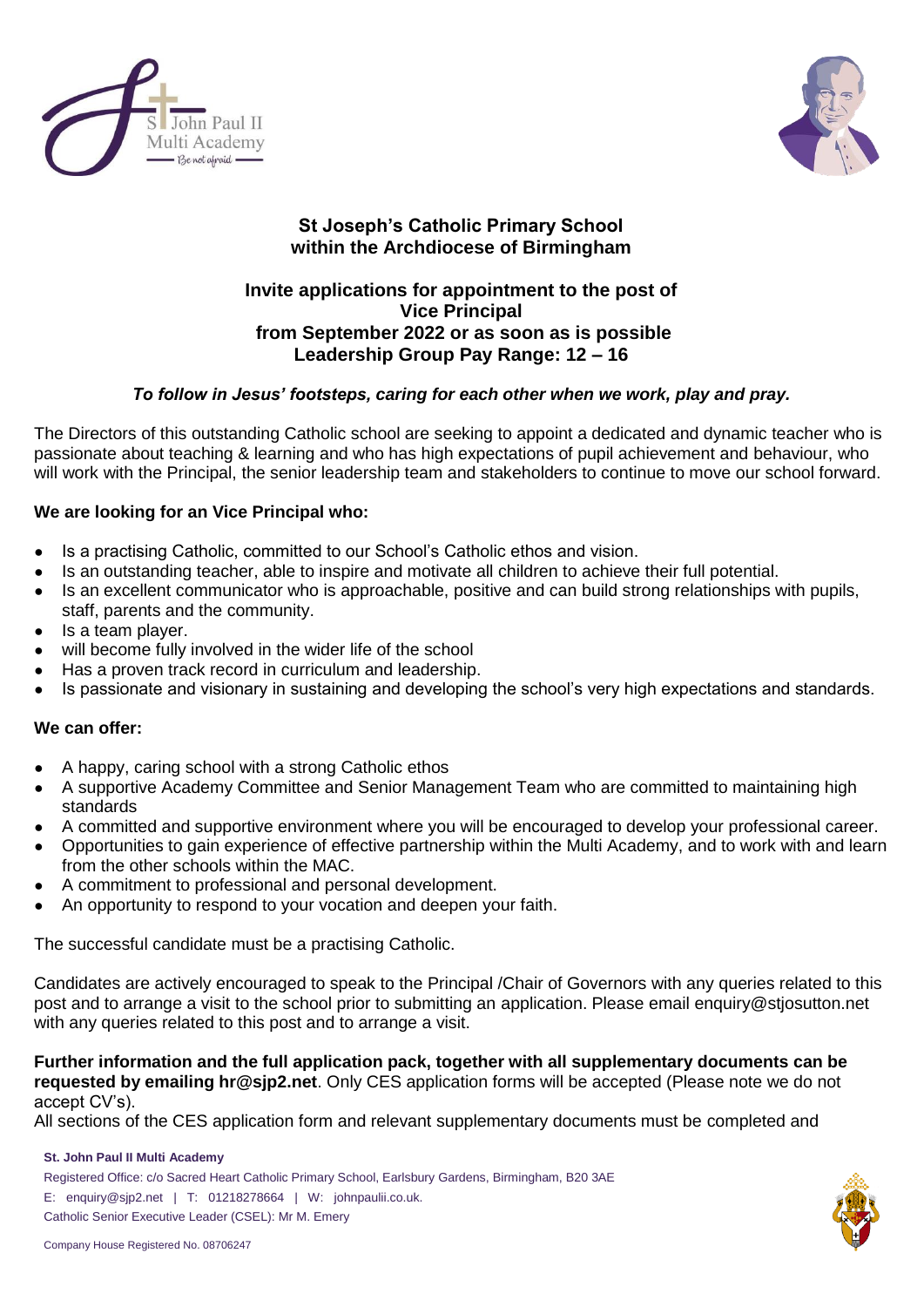**St Joseph's Catholic Primary School**
**within the Archdiocese of Birmingham**

**Invite applications for appointment to the post of**
**Vice Principal**
**from September 2022 or as soon as is possible**
**Leadership Group Pay Range: 12 – 16**

***To follow in Jesus' footsteps, caring for each other when we work, play and pray.***

The Directors of this outstanding Catholic school are seeking to appoint a dedicated and dynamic teacher who is passionate about teaching & learning and who has high expectations of pupil achievement and behaviour, who will work with the Principal, the senior leadership team and stakeholders to continue to move our school forward.

**We are looking for an Vice Principal who:**

- Is a practising Catholic, committed to our School's Catholic ethos and vision.
- Is an outstanding teacher, able to inspire and motivate all children to achieve their full potential.
- Is an excellent communicator who is approachable, positive and can build strong relationships with pupils, staff, parents and the community.
- Is a team player.
- will become fully involved in the wider life of the school
- Has a proven track record in curriculum and leadership.
- Is passionate and visionary in sustaining and developing the school's very high expectations and standards.

**We can offer:**

- A happy, caring school with a strong Catholic ethos
- A supportive Academy Committee and Senior Management Team who are committed to maintaining high standards
- A committed and supportive environment where you will be encouraged to develop your professional career.
- Opportunities to gain experience of effective partnership within the Multi Academy, and to work with and learn from the other schools within the MAC.
- A commitment to professional and personal development.
- An opportunity to respond to your vocation and deepen your faith.

The successful candidate must be a practising Catholic.

Candidates are actively encouraged to speak to the Principal /Chair of Governors with any queries related to this post and to arrange a visit to the school prior to submitting an application. Please email enquiry@stjosutton.net with any queries related to this post and to arrange a visit.

**Further information and the full application pack, together with all supplementary documents can be requested by emailing hr@sjp2.net**. Only CES application forms will be accepted (Please note we do not accept CV's).

All sections of the CES application form and relevant supplementary documents must be completed and

**St. John Paul II Multi Academy**
Registered Office: c/o Sacred Heart Catholic Primary School, Earlsbury Gardens, Birmingham, B20 3AE
E: enquiry@sjp2.net | T: 01218278664 | W: johnpaulii.co.uk.
Catholic Senior Executive Leader (CSEL): Mr M. Emery

Company House Registered No. 08706247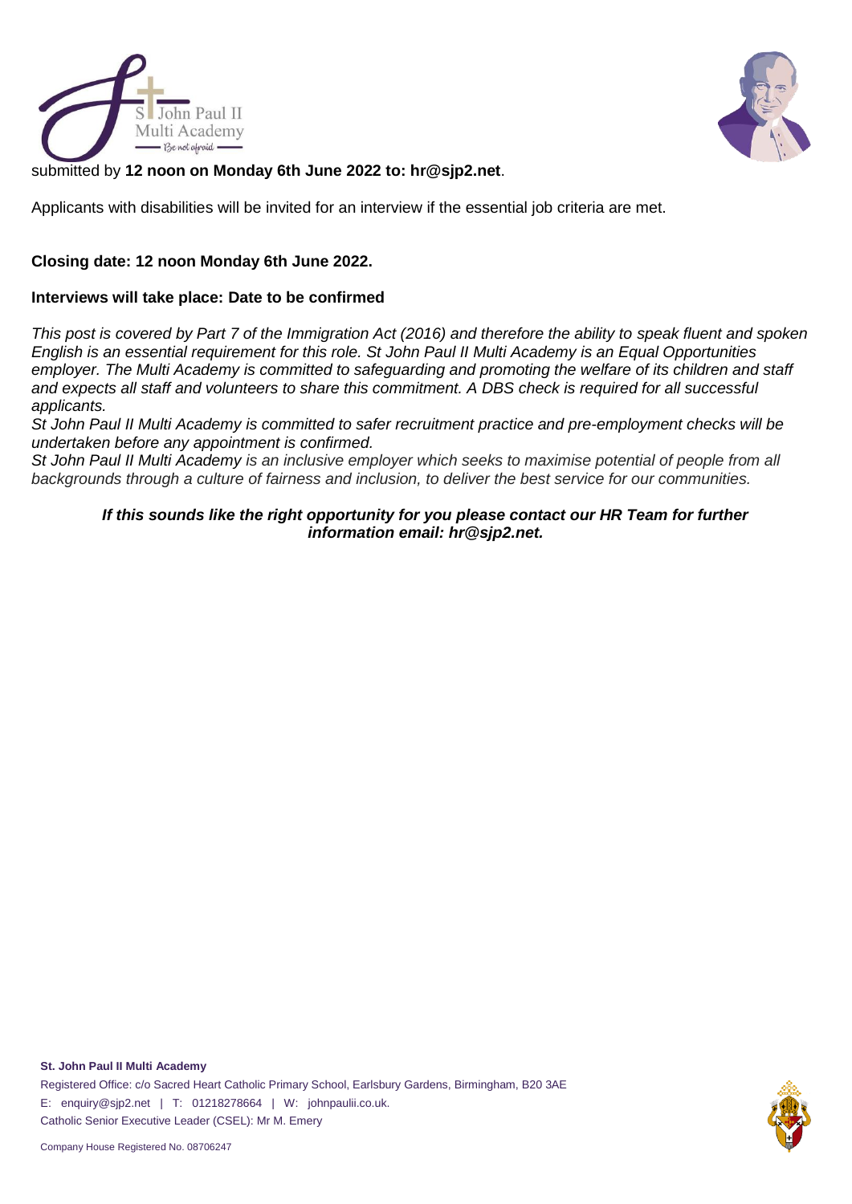submitted by **12 noon on Monday 6th June 2022 to: hr@sjp2.net**.

Applicants with disabilities will be invited for an interview if the essential job criteria are met.

**Closing date: 12 noon Monday 6th June 2022.**

**Interviews will take place: Date to be confirmed**

*This post is covered by Part 7 of the Immigration Act (2016) and therefore the ability to speak fluent and spoken English is an essential requirement for this role. St John Paul II Multi Academy is an Equal Opportunities employer. The Multi Academy is committed to safeguarding and promoting the welfare of its children and staff and expects all staff and volunteers to share this commitment. A DBS check is required for all successful applicants.*

*St John Paul II Multi Academy is committed to safer recruitment practice and pre-employment checks will be undertaken before any appointment is confirmed.*

*St John Paul II Multi Academy is an inclusive employer which seeks to maximise potential of people from all backgrounds through a culture of fairness and inclusion, to deliver the best service for our communities.*

***If this sounds like the right opportunity for you please contact our HR Team for further information email: hr@sjp2.net.***

**St. John Paul II Multi Academy**

Registered Office: c/o Sacred Heart Catholic Primary School, Earlsbury Gardens, Birmingham, B20 3AE

E: enquiry@sjp2.net | T: 01218278664 | W: johnpaulii.co.uk.

Catholic Senior Executive Leader (CSEL): Mr M. Emery

Company House Registered No. 08706247